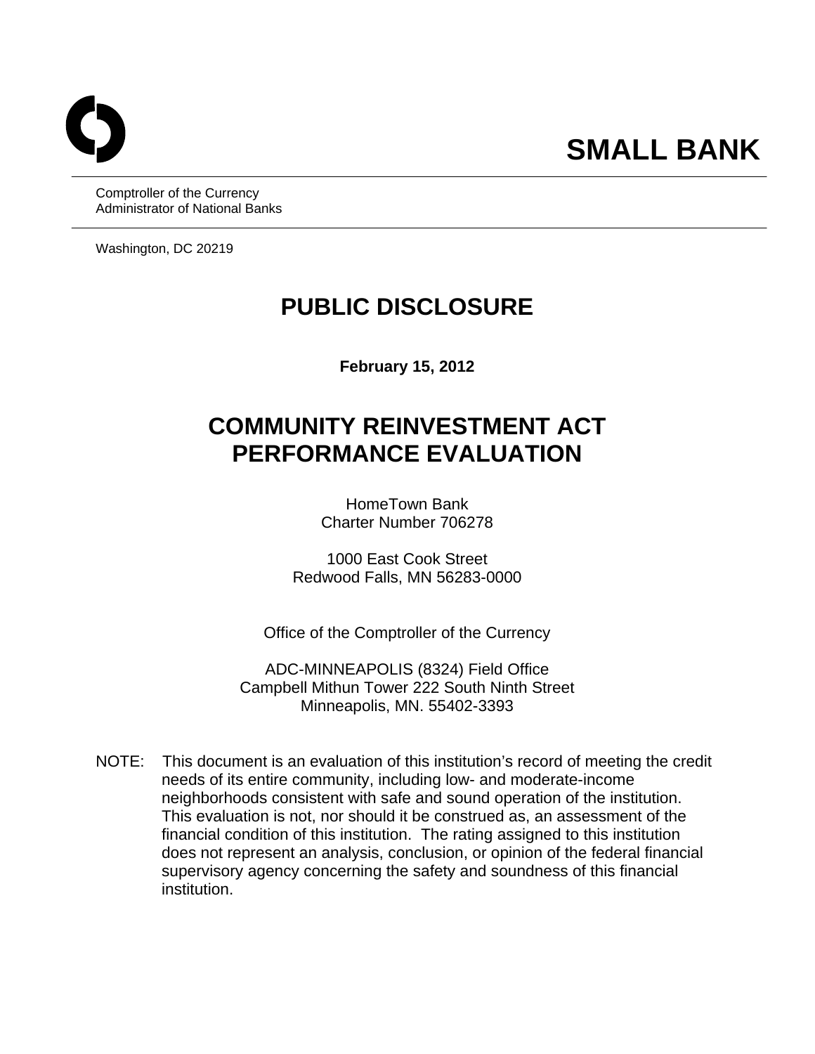# SMALL BANK

Comptroller of the Currency
Administrator of National Banks

Washington, DC 20219

# PUBLIC DISCLOSURE

**February 15, 2012**

# COMMUNITY REINVESTMENT ACT PERFORMANCE EVALUATION

HomeTown Bank
Charter Number 706278

1000 East Cook Street
Redwood Falls, MN 56283-0000

Office of the Comptroller of the Currency

ADC-MINNEAPOLIS (8324) Field Office
Campbell Mithun Tower 222 South Ninth Street
Minneapolis, MN. 55402-3393

NOTE: This document is an evaluation of this institution's record of meeting the credit needs of its entire community, including low- and moderate-income neighborhoods consistent with safe and sound operation of the institution. This evaluation is not, nor should it be construed as, an assessment of the financial condition of this institution. The rating assigned to this institution does not represent an analysis, conclusion, or opinion of the federal financial supervisory agency concerning the safety and soundness of this financial institution.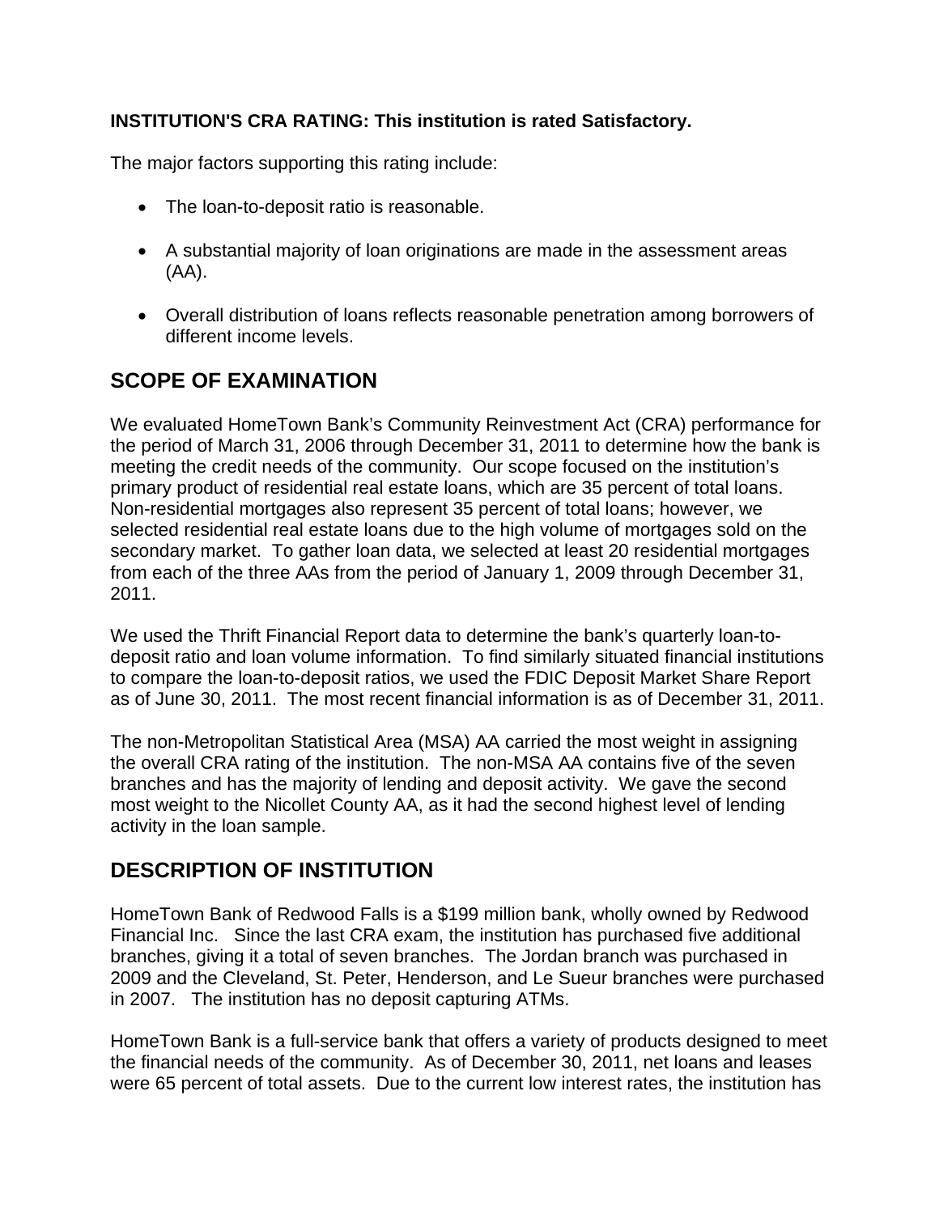**INSTITUTION'S CRA RATING: This institution is rated Satisfactory.**

The major factors supporting this rating include:

- The loan-to-deposit ratio is reasonable.
- A substantial majority of loan originations are made in the assessment areas (AA).
- Overall distribution of loans reflects reasonable penetration among borrowers of different income levels.

## SCOPE OF EXAMINATION

We evaluated HomeTown Bank's Community Reinvestment Act (CRA) performance for the period of March 31, 2006 through December 31, 2011 to determine how the bank is meeting the credit needs of the community. Our scope focused on the institution's primary product of residential real estate loans, which are 35 percent of total loans. Non-residential mortgages also represent 35 percent of total loans; however, we selected residential real estate loans due to the high volume of mortgages sold on the secondary market. To gather loan data, we selected at least 20 residential mortgages from each of the three AAs from the period of January 1, 2009 through December 31, 2011.

We used the Thrift Financial Report data to determine the bank's quarterly loan-to-deposit ratio and loan volume information. To find similarly situated financial institutions to compare the loan-to-deposit ratios, we used the FDIC Deposit Market Share Report as of June 30, 2011. The most recent financial information is as of December 31, 2011.

The non-Metropolitan Statistical Area (MSA) AA carried the most weight in assigning the overall CRA rating of the institution. The non-MSA AA contains five of the seven branches and has the majority of lending and deposit activity. We gave the second most weight to the Nicollet County AA, as it had the second highest level of lending activity in the loan sample.

## DESCRIPTION OF INSTITUTION

HomeTown Bank of Redwood Falls is a $199 million bank, wholly owned by Redwood Financial Inc. Since the last CRA exam, the institution has purchased five additional branches, giving it a total of seven branches. The Jordan branch was purchased in 2009 and the Cleveland, St. Peter, Henderson, and Le Sueur branches were purchased in 2007. The institution has no deposit capturing ATMs.

HomeTown Bank is a full-service bank that offers a variety of products designed to meet the financial needs of the community. As of December 30, 2011, net loans and leases were 65 percent of total assets. Due to the current low interest rates, the institution has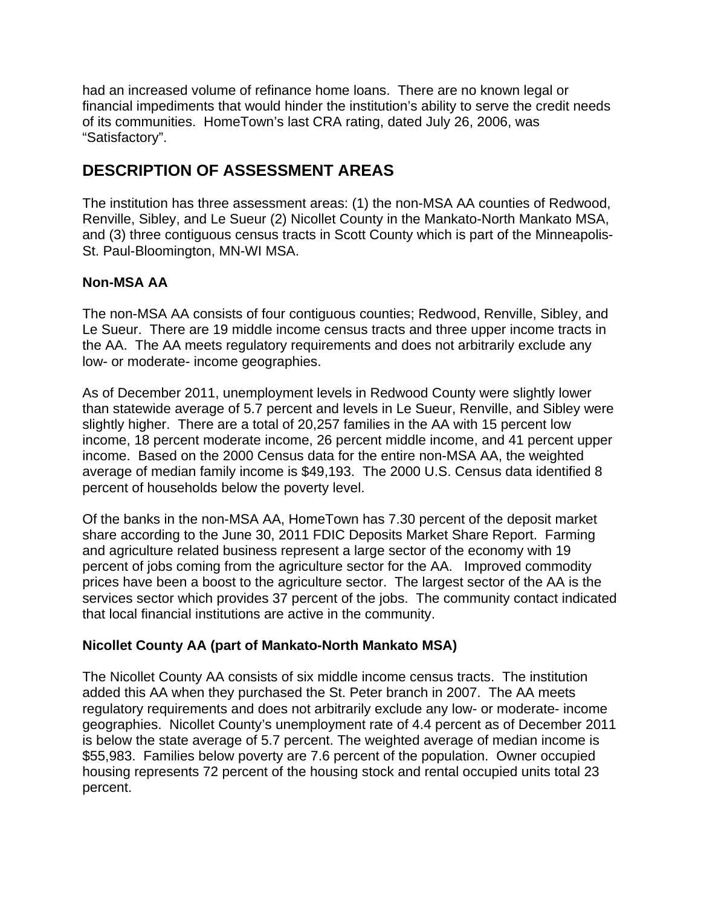had an increased volume of refinance home loans. There are no known legal or financial impediments that would hinder the institution's ability to serve the credit needs of its communities. HomeTown's last CRA rating, dated July 26, 2006, was "Satisfactory".

## DESCRIPTION OF ASSESSMENT AREAS

The institution has three assessment areas: (1) the non-MSA AA counties of Redwood, Renville, Sibley, and Le Sueur (2) Nicollet County in the Mankato-North Mankato MSA, and (3) three contiguous census tracts in Scott County which is part of the Minneapolis-St. Paul-Bloomington, MN-WI MSA.

### Non-MSA AA

The non-MSA AA consists of four contiguous counties; Redwood, Renville, Sibley, and Le Sueur. There are 19 middle income census tracts and three upper income tracts in the AA. The AA meets regulatory requirements and does not arbitrarily exclude any low- or moderate- income geographies.

As of December 2011, unemployment levels in Redwood County were slightly lower than statewide average of 5.7 percent and levels in Le Sueur, Renville, and Sibley were slightly higher. There are a total of 20,257 families in the AA with 15 percent low income, 18 percent moderate income, 26 percent middle income, and 41 percent upper income. Based on the 2000 Census data for the entire non-MSA AA, the weighted average of median family income is $49,193. The 2000 U.S. Census data identified 8 percent of households below the poverty level.

Of the banks in the non-MSA AA, HomeTown has 7.30 percent of the deposit market share according to the June 30, 2011 FDIC Deposits Market Share Report. Farming and agriculture related business represent a large sector of the economy with 19 percent of jobs coming from the agriculture sector for the AA. Improved commodity prices have been a boost to the agriculture sector. The largest sector of the AA is the services sector which provides 37 percent of the jobs. The community contact indicated that local financial institutions are active in the community.

### Nicollet County AA (part of Mankato-North Mankato MSA)

The Nicollet County AA consists of six middle income census tracts. The institution added this AA when they purchased the St. Peter branch in 2007. The AA meets regulatory requirements and does not arbitrarily exclude any low- or moderate- income geographies. Nicollet County's unemployment rate of 4.4 percent as of December 2011 is below the state average of 5.7 percent. The weighted average of median income is $55,983. Families below poverty are 7.6 percent of the population. Owner occupied housing represents 72 percent of the housing stock and rental occupied units total 23 percent.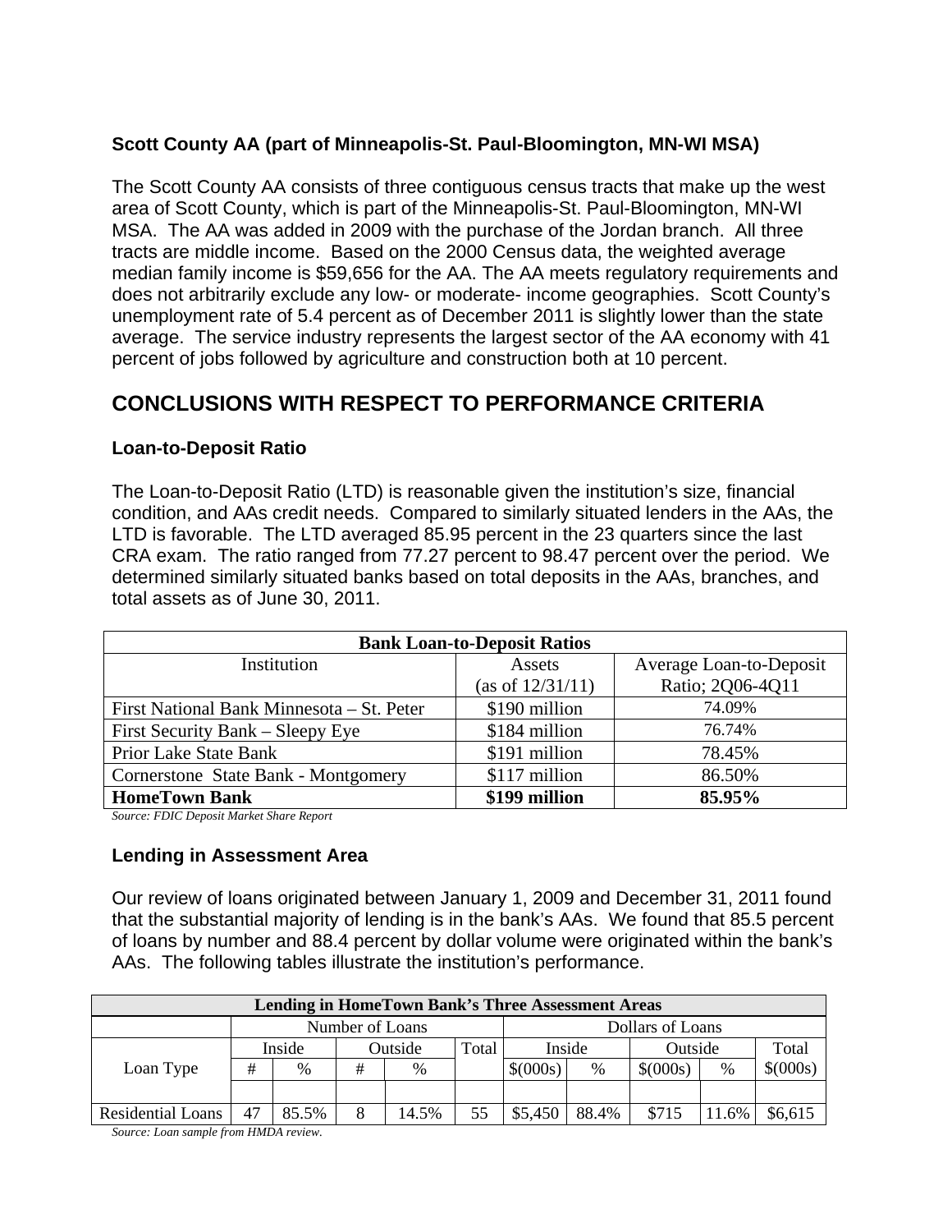### Scott County AA (part of Minneapolis-St. Paul-Bloomington, MN-WI MSA)

The Scott County AA consists of three contiguous census tracts that make up the west area of Scott County, which is part of the Minneapolis-St. Paul-Bloomington, MN-WI MSA. The AA was added in 2009 with the purchase of the Jordan branch. All three tracts are middle income. Based on the 2000 Census data, the weighted average median family income is $59,656 for the AA. The AA meets regulatory requirements and does not arbitrarily exclude any low- or moderate- income geographies. Scott County's unemployment rate of 5.4 percent as of December 2011 is slightly lower than the state average. The service industry represents the largest sector of the AA economy with 41 percent of jobs followed by agriculture and construction both at 10 percent.

## CONCLUSIONS WITH RESPECT TO PERFORMANCE CRITERIA

### Loan-to-Deposit Ratio

The Loan-to-Deposit Ratio (LTD) is reasonable given the institution's size, financial condition, and AAs credit needs. Compared to similarly situated lenders in the AAs, the LTD is favorable. The LTD averaged 85.95 percent in the 23 quarters since the last CRA exam. The ratio ranged from 77.27 percent to 98.47 percent over the period. We determined similarly situated banks based on total deposits in the AAs, branches, and total assets as of June 30, 2011.

| Bank Loan-to-Deposit Ratios | | |
|---|---|---|
| Institution | Assets (as of 12/31/11) | Average Loan-to-Deposit Ratio; 2Q06-4Q11 |
| First National Bank Minnesota – St. Peter | $190 million | 74.09% |
| First Security Bank – Sleepy Eye | $184 million | 76.74% |
| Prior Lake State Bank | $191 million | 78.45% |
| Cornerstone State Bank - Montgomery | $117 million | 86.50% |
| **HomeTown Bank** | **$199 million** | **85.95%** |

*Source: FDIC Deposit Market Share Report*

### Lending in Assessment Area

Our review of loans originated between January 1, 2009 and December 31, 2011 found that the substantial majority of lending is in the bank's AAs. We found that 85.5 percent of loans by number and 88.4 percent by dollar volume were originated within the bank's AAs. The following tables illustrate the institution's performance.

| Lending in HomeTown Bank's Three Assessment Areas | | | | | | | | | | |
|---|---|---|---|---|---|---|---|---|---|---|
| | Number of Loans | | | | | Dollars of Loans | | | | |
| Loan Type | Inside | | Outside | | Total | Inside | | Outside | | Total |
| | # | % | # | % | | $(000s) | % | $(000s) | % | $(000s) |
| Residential Loans | 47 | 85.5% | 8 | 14.5% | 55 | $5,450 | 88.4% | $715 | 11.6% | $6,615 |

*Source: Loan sample from HMDA review.*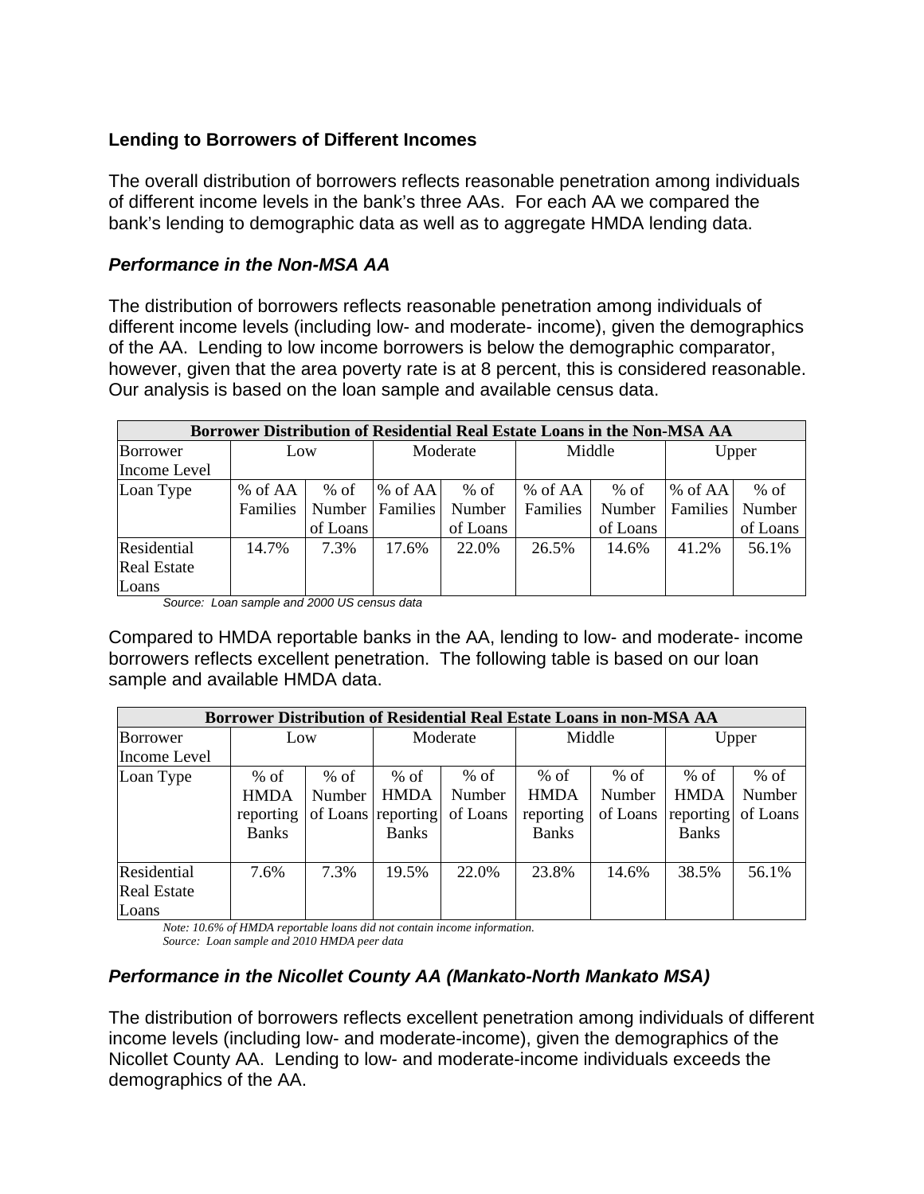### Lending to Borrowers of Different Incomes

The overall distribution of borrowers reflects reasonable penetration among individuals of different income levels in the bank's three AAs. For each AA we compared the bank's lending to demographic data as well as to aggregate HMDA lending data.

#### *Performance in the Non-MSA AA*

The distribution of borrowers reflects reasonable penetration among individuals of different income levels (including low- and moderate- income), given the demographics of the AA. Lending to low income borrowers is below the demographic comparator, however, given that the area poverty rate is at 8 percent, this is considered reasonable. Our analysis is based on the loan sample and available census data.

| **Borrower Distribution of Residential Real Estate Loans in the Non-MSA AA** | | | | | | | | |
|---|---|---|---|---|---|---|---|---|
| Borrower Income Level | Low | | Moderate | | Middle | | Upper | |
| Loan Type | % of AA Families | % of Number of Loans | % of AA Families | % of Number of Loans | % of AA Families | % of Number of Loans | % of AA Families | % of Number of Loans |
| Residential Real Estate Loans | 14.7% | 7.3% | 17.6% | 22.0% | 26.5% | 14.6% | 41.2% | 56.1% |

*Source: Loan sample and 2000 US census data*

Compared to HMDA reportable banks in the AA, lending to low- and moderate- income borrowers reflects excellent penetration. The following table is based on our loan sample and available HMDA data.

| **Borrower Distribution of Residential Real Estate Loans in non-MSA AA** | | | | | | | | |
|---|---|---|---|---|---|---|---|---|
| Borrower Income Level | Low | | Moderate | | Middle | | Upper | |
| Loan Type | % of HMDA reporting Banks | % of Number of Loans | % of HMDA reporting Banks | % of Number of Loans | % of HMDA reporting Banks | % of Number of Loans | % of HMDA reporting Banks | % of Number of Loans |
| Residential Real Estate Loans | 7.6% | 7.3% | 19.5% | 22.0% | 23.8% | 14.6% | 38.5% | 56.1% |

*Note: 10.6% of HMDA reportable loans did not contain income information.*
*Source: Loan sample and 2010 HMDA peer data*

#### *Performance in the Nicollet County AA (Mankato-North Mankato MSA)*

The distribution of borrowers reflects excellent penetration among individuals of different income levels (including low- and moderate-income), given the demographics of the Nicollet County AA. Lending to low- and moderate-income individuals exceeds the demographics of the AA.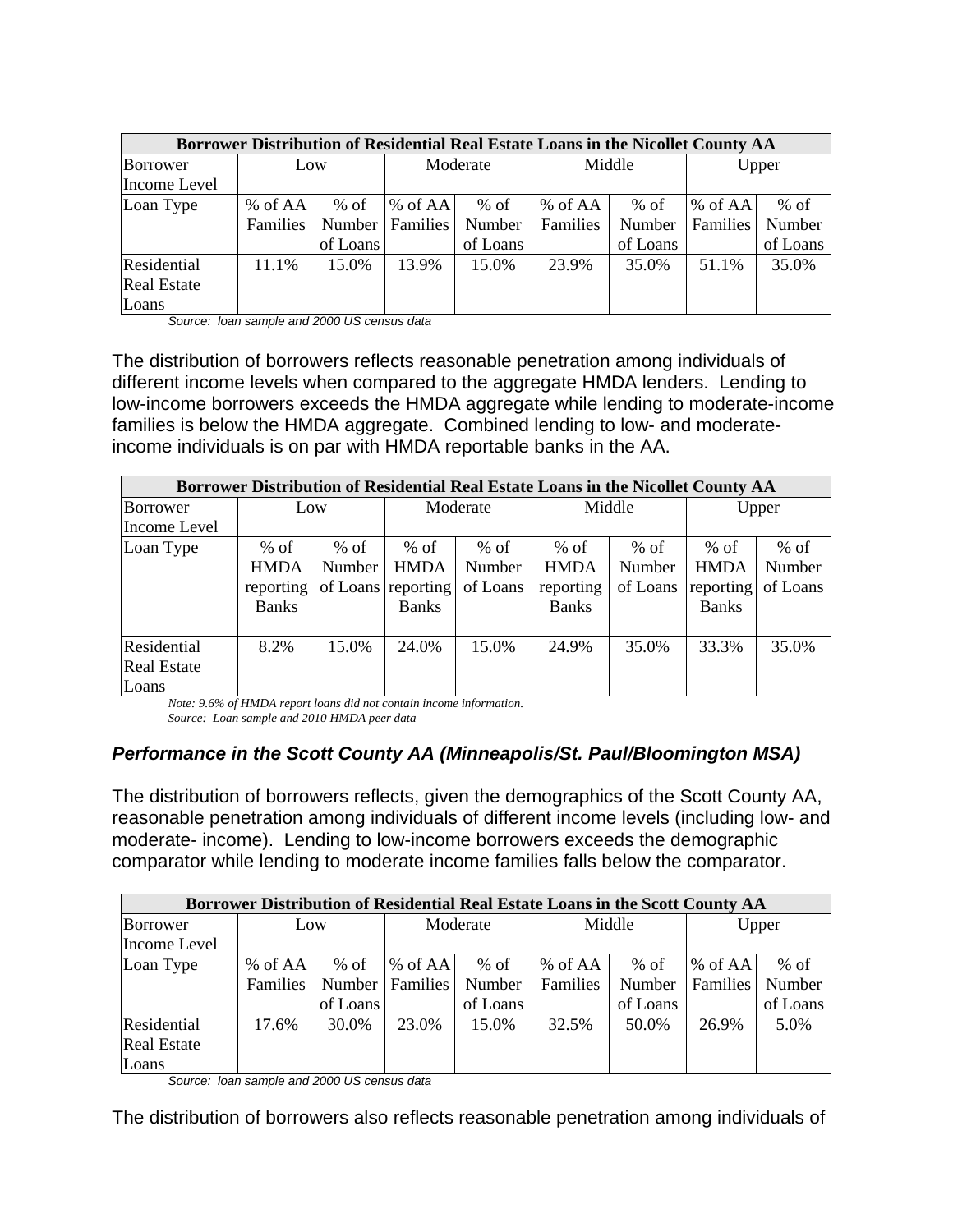| Borrower Distribution of Residential Real Estate Loans in the Nicollet County AA | | | | | | | | |
|---|---|---|---|---|---|---|---|---|
| Borrower Income Level | Low | | Moderate | | Middle | | Upper | |
| Loan Type | % of AA Families | % of Number of Loans | % of AA Families | % of Number of Loans | % of AA Families | % of Number of Loans | % of AA Families | % of Number of Loans |
| Residential Real Estate Loans | 11.1% | 15.0% | 13.9% | 15.0% | 23.9% | 35.0% | 51.1% | 35.0% |

*Source: loan sample and 2000 US census data*

The distribution of borrowers reflects reasonable penetration among individuals of different income levels when compared to the aggregate HMDA lenders. Lending to low-income borrowers exceeds the HMDA aggregate while lending to moderate-income families is below the HMDA aggregate. Combined lending to low- and moderate-income individuals is on par with HMDA reportable banks in the AA.

| Borrower Distribution of Residential Real Estate Loans in the Nicollet County AA | | | | | | | | |
|---|---|---|---|---|---|---|---|---|
| Borrower Income Level | Low | | Moderate | | Middle | | Upper | |
| Loan Type | % of HMDA reporting Banks | % of Number of Loans | % of HMDA reporting Banks | % of Number of Loans | % of HMDA reporting Banks | % of Number of Loans | % of HMDA reporting Banks | % of Number of Loans |
| Residential Real Estate Loans | 8.2% | 15.0% | 24.0% | 15.0% | 24.9% | 35.0% | 33.3% | 35.0% |

*Note: 9.6% of HMDA report loans did not contain income information.*
*Source: Loan sample and 2010 HMDA peer data*

### *Performance in the Scott County AA (Minneapolis/St. Paul/Bloomington MSA)*

The distribution of borrowers reflects, given the demographics of the Scott County AA, reasonable penetration among individuals of different income levels (including low- and moderate- income). Lending to low-income borrowers exceeds the demographic comparator while lending to moderate income families falls below the comparator.

| Borrower Distribution of Residential Real Estate Loans in the Scott County AA | | | | | | | | |
|---|---|---|---|---|---|---|---|---|
| Borrower Income Level | Low | | Moderate | | Middle | | Upper | |
| Loan Type | % of AA Families | % of Number of Loans | % of AA Families | % of Number of Loans | % of AA Families | % of Number of Loans | % of AA Families | % of Number of Loans |
| Residential Real Estate Loans | 17.6% | 30.0% | 23.0% | 15.0% | 32.5% | 50.0% | 26.9% | 5.0% |

*Source: loan sample and 2000 US census data*

The distribution of borrowers also reflects reasonable penetration among individuals of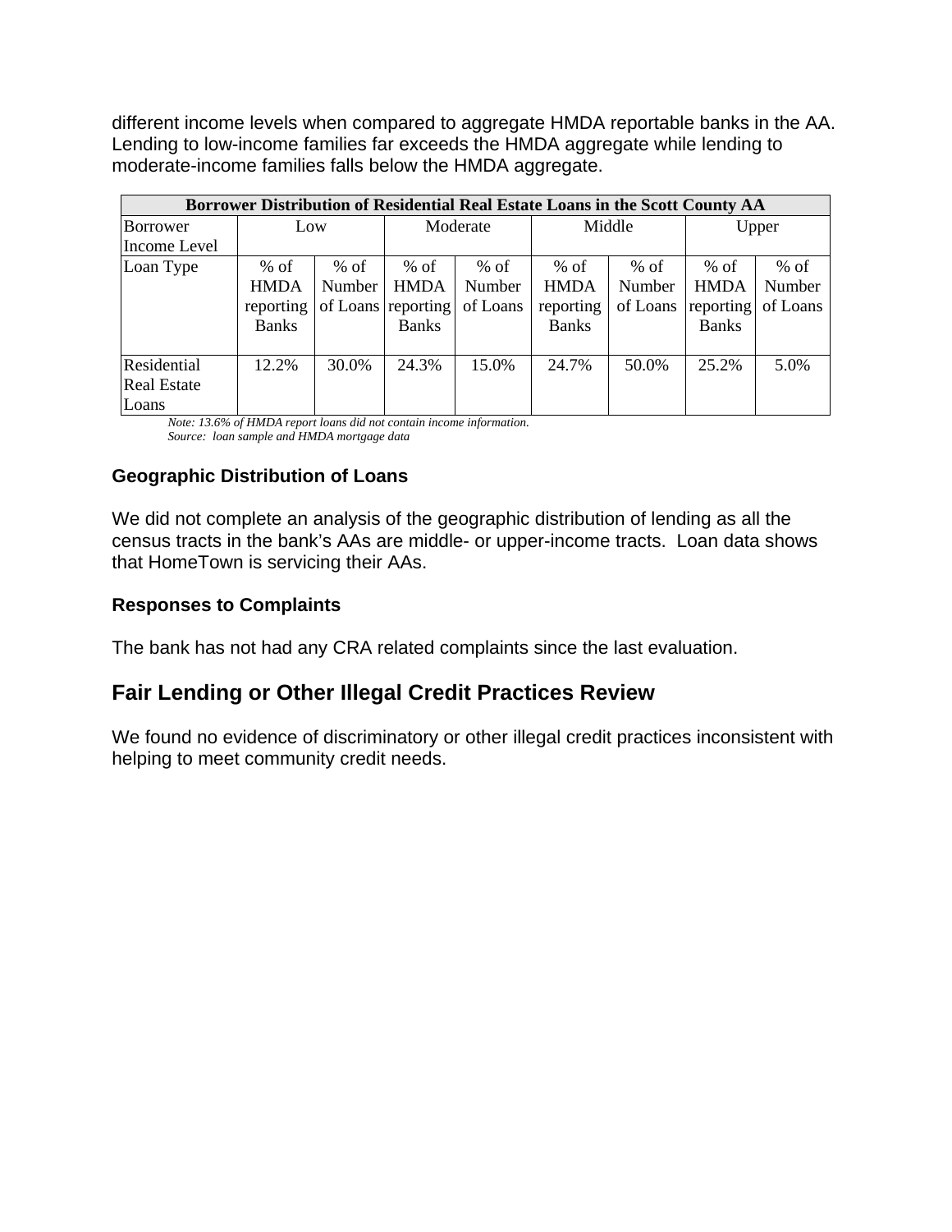different income levels when compared to aggregate HMDA reportable banks in the AA. Lending to low-income families far exceeds the HMDA aggregate while lending to moderate-income families falls below the HMDA aggregate.

| Borrower Distribution of Residential Real Estate Loans in the Scott County AA | | | | | | | | |
|---|---|---|---|---|---|---|---|---|
| Borrower Income Level | Low | | Moderate | | Middle | | Upper | |
| Loan Type | % of HMDA reporting Banks | % of Number of Loans | % of HMDA reporting Banks | % of Number of Loans | % of HMDA reporting Banks | % of Number of Loans | % of HMDA reporting Banks | % of Number of Loans |
| Residential Real Estate Loans | 12.2% | 30.0% | 24.3% | 15.0% | 24.7% | 50.0% | 25.2% | 5.0% |

*Note: 13.6% of HMDA report loans did not contain income information.*
*Source: loan sample and HMDA mortgage data*

### Geographic Distribution of Loans

We did not complete an analysis of the geographic distribution of lending as all the census tracts in the bank's AAs are middle- or upper-income tracts. Loan data shows that HomeTown is servicing their AAs.

### Responses to Complaints

The bank has not had any CRA related complaints since the last evaluation.

## Fair Lending or Other Illegal Credit Practices Review

We found no evidence of discriminatory or other illegal credit practices inconsistent with helping to meet community credit needs.